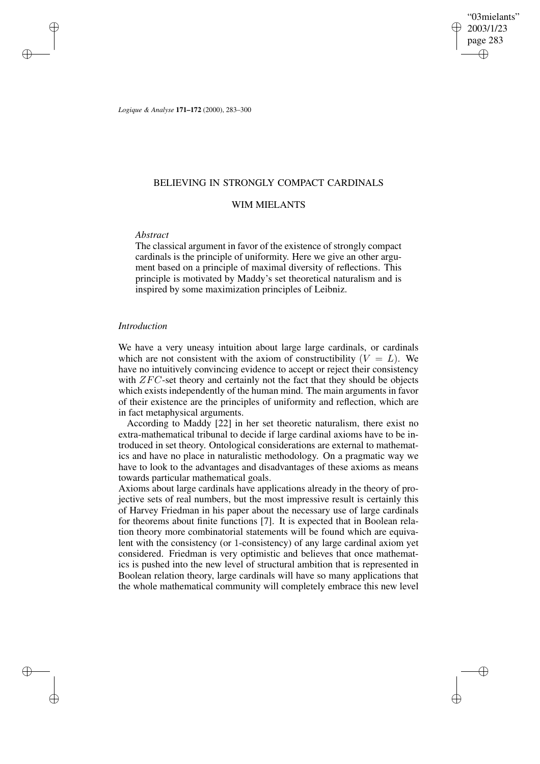# BELIEVING IN STRONGLY COMPACT CARDINALS

## WIM MIELANTS

*Abstract*

The classical argument in favor of the existence of strongly compact cardinals is the principle of uniformity. Here we give an other argument based on a principle of maximal diversity of reflections. This principle is motivated by Maddy's set theoretical naturalism and is inspired by some maximization principles of Leibniz.

### *Introduction*

We have a very uneasy intuition about large large cardinals, or cardinals which are not consistent with the axiom of constructibility ($V = L$). We have no intuitively convincing evidence to accept or reject their consistency with $ZFC$-set theory and certainly not the fact that they should be objects which exists independently of the human mind. The main arguments in favor of their existence are the principles of uniformity and reflection, which are in fact metaphysical arguments.

According to Maddy [22] in her set theoretic naturalism, there exist no extra-mathematical tribunal to decide if large cardinal axioms have to be introduced in set theory. Ontological considerations are external to mathematics and have no place in naturalistic methodology. On a pragmatic way we have to look to the advantages and disadvantages of these axioms as means towards particular mathematical goals.

Axioms about large cardinals have applications already in the theory of projective sets of real numbers, but the most impressive result is certainly this of Harvey Friedman in his paper about the necessary use of large cardinals for theorems about finite functions [7]. It is expected that in Boolean relation theory more combinatorial statements will be found which are equivalent with the consistency (or 1-consistency) of any large cardinal axiom yet considered. Friedman is very optimistic and believes that once mathematics is pushed into the new level of structural ambition that is represented in Boolean relation theory, large cardinals will have so many applications that the whole mathematical community will completely embrace this new level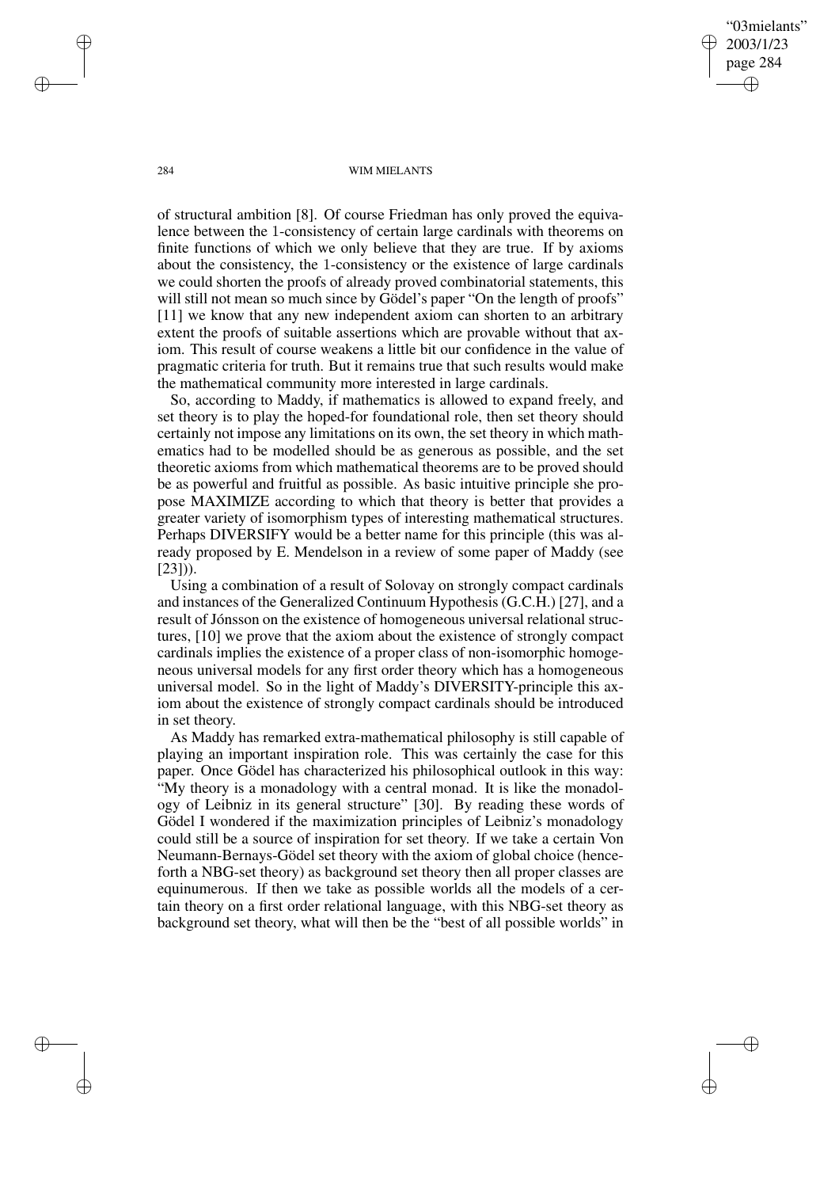of structural ambition [8]. Of course Friedman has only proved the equivalence between the 1-consistency of certain large cardinals with theorems on finite functions of which we only believe that they are true. If by axioms about the consistency, the 1-consistency or the existence of large cardinals we could shorten the proofs of already proved combinatorial statements, this will still not mean so much since by Gödel's paper "On the length of proofs" [11] we know that any new independent axiom can shorten to an arbitrary extent the proofs of suitable assertions which are provable without that axiom. This result of course weakens a little bit our confidence in the value of pragmatic criteria for truth. But it remains true that such results would make the mathematical community more interested in large cardinals.

So, according to Maddy, if mathematics is allowed to expand freely, and set theory is to play the hoped-for foundational role, then set theory should certainly not impose any limitations on its own, the set theory in which mathematics had to be modelled should be as generous as possible, and the set theoretic axioms from which mathematical theorems are to be proved should be as powerful and fruitful as possible. As basic intuitive principle she propose MAXIMIZE according to which that theory is better that provides a greater variety of isomorphism types of interesting mathematical structures. Perhaps DIVERSIFY would be a better name for this principle (this was already proposed by E. Mendelson in a review of some paper of Maddy (see [23])).

Using a combination of a result of Solovay on strongly compact cardinals and instances of the Generalized Continuum Hypothesis (G.C.H.) [27], and a result of Jónsson on the existence of homogeneous universal relational structures, [10] we prove that the axiom about the existence of strongly compact cardinals implies the existence of a proper class of non-isomorphic homogeneous universal models for any first order theory which has a homogeneous universal model. So in the light of Maddy's DIVERSITY-principle this axiom about the existence of strongly compact cardinals should be introduced in set theory.

As Maddy has remarked extra-mathematical philosophy is still capable of playing an important inspiration role. This was certainly the case for this paper. Once Gödel has characterized his philosophical outlook in this way: "My theory is a monadology with a central monad. It is like the monadology of Leibniz in its general structure" [30]. By reading these words of Gödel I wondered if the maximization principles of Leibniz's monadology could still be a source of inspiration for set theory. If we take a certain Von Neumann-Bernays-Gödel set theory with the axiom of global choice (henceforth a NBG-set theory) as background set theory then all proper classes are equinumerous. If then we take as possible worlds all the models of a certain theory on a first order relational language, with this NBG-set theory as background set theory, what will then be the "best of all possible worlds" in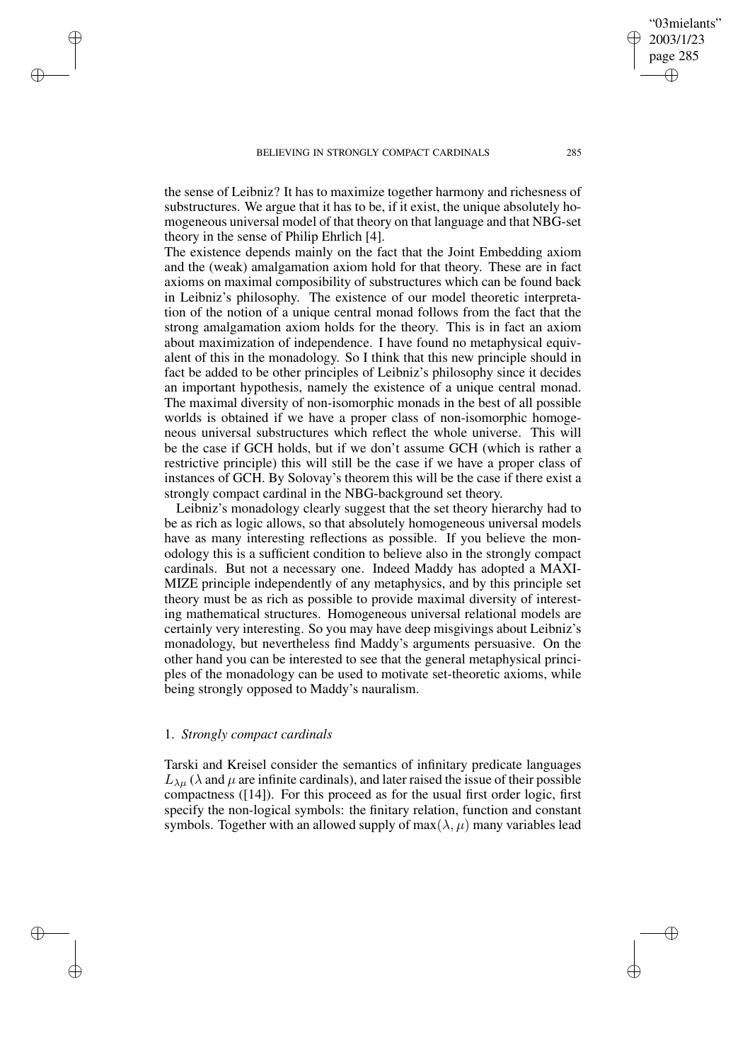the sense of Leibniz? It has to maximize together harmony and richesness of substructures. We argue that it has to be, if it exist, the unique absolutely homogeneous universal model of that theory on that language and that NBG-set theory in the sense of Philip Ehrlich [4].

The existence depends mainly on the fact that the Joint Embedding axiom and the (weak) amalgamation axiom hold for that theory. These are in fact axioms on maximal composibility of substructures which can be found back in Leibniz's philosophy. The existence of our model theoretic interpretation of the notion of a unique central monad follows from the fact that the strong amalgamation axiom holds for the theory. This is in fact an axiom about maximization of independence. I have found no metaphysical equivalent of this in the monadology. So I think that this new principle should in fact be added to be other principles of Leibniz's philosophy since it decides an important hypothesis, namely the existence of a unique central monad. The maximal diversity of non-isomorphic monads in the best of all possible worlds is obtained if we have a proper class of non-isomorphic homogeneous universal substructures which reflect the whole universe. This will be the case if GCH holds, but if we don't assume GCH (which is rather a restrictive principle) this will still be the case if we have a proper class of instances of GCH. By Solovay's theorem this will be the case if there exist a strongly compact cardinal in the NBG-background set theory.

Leibniz's monadology clearly suggest that the set theory hierarchy had to be as rich as logic allows, so that absolutely homogeneous universal models have as many interesting reflections as possible. If you believe the monodology this is a sufficient condition to believe also in the strongly compact cardinals. But not a necessary one. Indeed Maddy has adopted a MAXIMIZE principle independently of any metaphysics, and by this principle set theory must be as rich as possible to provide maximal diversity of interesting mathematical structures. Homogeneous universal relational models are certainly very interesting. So you may have deep misgivings about Leibniz's monadology, but nevertheless find Maddy's arguments persuasive. On the other hand you can be interested to see that the general metaphysical principles of the monadology can be used to motivate set-theoretic axioms, while being strongly opposed to Maddy's nauralism.

## 1. *Strongly compact cardinals*

Tarski and Kreisel consider the semantics of infinitary predicate languages $L_{\lambda\mu}$ ($\lambda$ and $\mu$ are infinite cardinals), and later raised the issue of their possible compactness ([14]). For this proceed as for the usual first order logic, first specify the non-logical symbols: the finitary relation, function and constant symbols. Together with an allowed supply of $\max(\lambda, \mu)$ many variables lead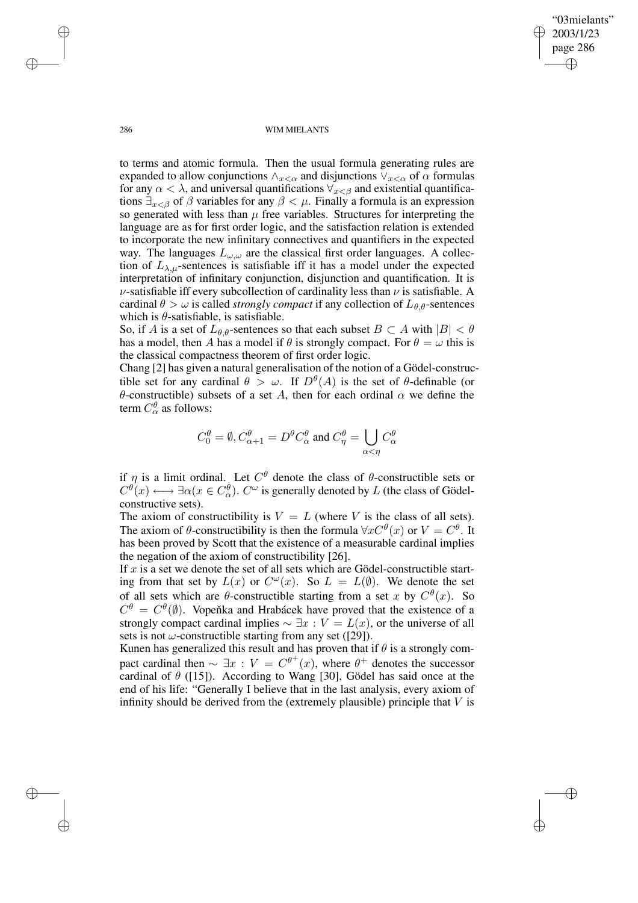to terms and atomic formula. Then the usual formula generating rules are expanded to allow conjunctions $\wedge_{x<\alpha}$ and disjunctions $\vee_{x<\alpha}$ of $\alpha$ formulas for any $\alpha < \lambda$, and universal quantifications $\forall_{x<\beta}$ and existential quantifications $\exists_{x<\beta}$ of $\beta$ variables for any $\beta < \mu$. Finally a formula is an expression so generated with less than $\mu$ free variables. Structures for interpreting the language are as for first order logic, and the satisfaction relation is extended to incorporate the new infinitary connectives and quantifiers in the expected way. The languages $L_{\omega,\omega}$ are the classical first order languages. A collection of $L_{\lambda,\mu}$-sentences is satisfiable iff it has a model under the expected interpretation of infinitary conjunction, disjunction and quantification. It is $\nu$-satisfiable iff every subcollection of cardinality less than $\nu$ is satisfiable. A cardinal $\theta > \omega$ is called *strongly compact* if any collection of $L_{\theta,\theta}$-sentences which is $\theta$-satisfiable, is satisfiable.

So, if $A$ is a set of $L_{\theta,\theta}$-sentences so that each subset $B \subset A$ with $|B| < \theta$ has a model, then $A$ has a model if $\theta$ is strongly compact. For $\theta = \omega$ this is the classical compactness theorem of first order logic.

Chang [2] has given a natural generalisation of the notion of a Gödel-constructible set for any cardinal $\theta > \omega$. If $D^{\theta}(A)$ is the set of $\theta$-definable (or $\theta$-constructible) subsets of a set $A$, then for each ordinal $\alpha$ we define the term $C^{\theta}_{\alpha}$ as follows:

$$C^{\theta}_0 = \emptyset, C^{\theta}_{\alpha+1} = D^{\theta} C^{\theta}_{\alpha} \text{ and } C^{\theta}_{\eta} = \bigcup_{\alpha<\eta} C^{\theta}_{\alpha}$$

if $\eta$ is a limit ordinal. Let $C^{\theta}$ denote the class of $\theta$-constructible sets or $C^{\theta}(x) \longleftrightarrow \exists\alpha(x \in C^{\theta}_{\alpha})$. $C^{\omega}$ is generally denoted by $L$ (the class of Gödel-constructive sets).

The axiom of constructibility is $V = L$ (where $V$ is the class of all sets). The axiom of $\theta$-constructibility is then the formula $\forall x C^{\theta}(x)$ or $V = C^{\theta}$. It has been proved by Scott that the existence of a measurable cardinal implies the negation of the axiom of constructibility [26].

If $x$ is a set we denote the set of all sets which are Gödel-constructible starting from that set by $L(x)$ or $C^{\omega}(x)$. So $L = L(\emptyset)$. We denote the set of all sets which are $\theta$-constructible starting from a set $x$ by $C^{\theta}(x)$. So $C^{\theta} = C^{\theta}(\emptyset)$. Vopeňka and Hrabácek have proved that the existence of a strongly compact cardinal implies $\sim \exists x : V = L(x)$, or the universe of all sets is not $\omega$-constructible starting from any set ([29]).

Kunen has generalized this result and has proven that if $\theta$ is a strongly compact cardinal then $\sim \exists x : V = C^{\theta^+}(x)$, where $\theta^+$ denotes the successor cardinal of $\theta$ ([15]). According to Wang [30], Gödel has said once at the end of his life: "Generally I believe that in the last analysis, every axiom of infinity should be derived from the (extremely plausible) principle that $V$ is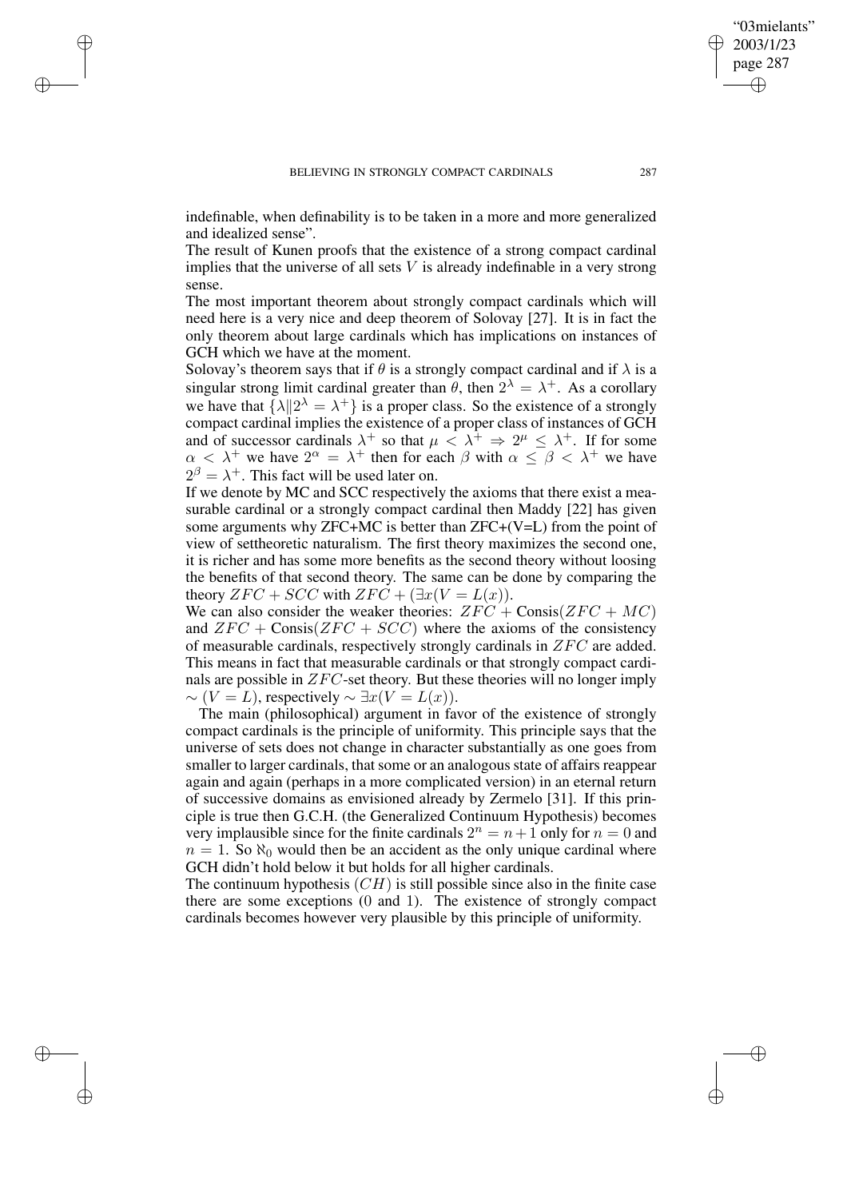indefinable, when definability is to be taken in a more and more generalized and idealized sense".

The result of Kunen proofs that the existence of a strong compact cardinal implies that the universe of all sets $V$ is already indefinable in a very strong sense.

The most important theorem about strongly compact cardinals which will need here is a very nice and deep theorem of Solovay [27]. It is in fact the only theorem about large cardinals which has implications on instances of GCH which we have at the moment.

Solovay's theorem says that if $\theta$ is a strongly compact cardinal and if $\lambda$ is a singular strong limit cardinal greater than $\theta$, then $2^{\lambda} = \lambda^{+}$. As a corollary we have that $\{\lambda \| 2^{\lambda} = \lambda^{+}\}$ is a proper class. So the existence of a strongly compact cardinal implies the existence of a proper class of instances of GCH and of successor cardinals $\lambda^{+}$ so that $\mu < \lambda^{+} \Rightarrow 2^{\mu} \leq \lambda^{+}$. If for some $\alpha < \lambda^{+}$ we have $2^{\alpha} = \lambda^{+}$ then for each $\beta$ with $\alpha \leq \beta < \lambda^{+}$ we have $2^{\beta} = \lambda^{+}$. This fact will be used later on.

If we denote by MC and SCC respectively the axioms that there exist a measurable cardinal or a strongly compact cardinal then Maddy [22] has given some arguments why ZFC+MC is better than ZFC+(V=L) from the point of view of settheoretic naturalism. The first theory maximizes the second one, it is richer and has some more benefits as the second theory without loosing the benefits of that second theory. The same can be done by comparing the theory $ZFC + SCC$ with $ZFC + (\exists x(V = L(x))$.

We can also consider the weaker theories: $ZFC$ + Consis$(ZFC + MC)$ and $ZFC$ + Consis$(ZFC + SCC)$ where the axioms of the consistency of measurable cardinals, respectively strongly cardinals in $ZFC$ are added. This means in fact that measurable cardinals or that strongly compact cardinals are possible in $ZFC$-set theory. But these theories will no longer imply $\sim (V = L)$, respectively $\sim \exists x(V = L(x))$.

The main (philosophical) argument in favor of the existence of strongly compact cardinals is the principle of uniformity. This principle says that the universe of sets does not change in character substantially as one goes from smaller to larger cardinals, that some or an analogous state of affairs reappear again and again (perhaps in a more complicated version) in an eternal return of successive domains as envisioned already by Zermelo [31]. If this principle is true then G.C.H. (the Generalized Continuum Hypothesis) becomes very implausible since for the finite cardinals $2^{n} = n+1$ only for $n = 0$ and $n = 1$. So $\aleph_0$ would then be an accident as the only unique cardinal where GCH didn't hold below it but holds for all higher cardinals.

The continuum hypothesis $(CH)$ is still possible since also in the finite case there are some exceptions (0 and 1). The existence of strongly compact cardinals becomes however very plausible by this principle of uniformity.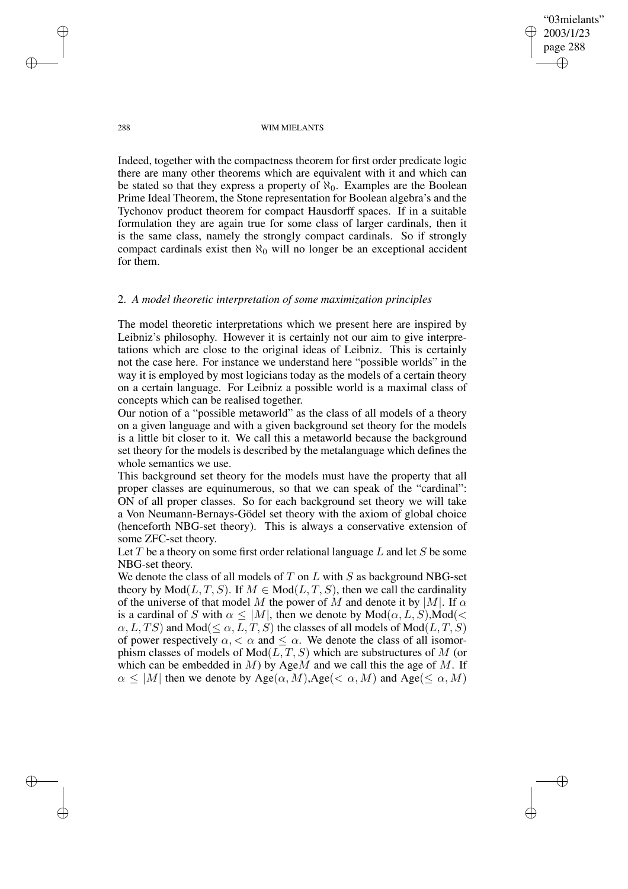Indeed, together with the compactness theorem for first order predicate logic there are many other theorems which are equivalent with it and which can be stated so that they express a property of $\aleph_0$. Examples are the Boolean Prime Ideal Theorem, the Stone representation for Boolean algebra's and the Tychonov product theorem for compact Hausdorff spaces. If in a suitable formulation they are again true for some class of larger cardinals, then it is the same class, namely the strongly compact cardinals. So if strongly compact cardinals exist then $\aleph_0$ will no longer be an exceptional accident for them.

## 2. *A model theoretic interpretation of some maximization principles*

The model theoretic interpretations which we present here are inspired by Leibniz's philosophy. However it is certainly not our aim to give interpretations which are close to the original ideas of Leibniz. This is certainly not the case here. For instance we understand here "possible worlds" in the way it is employed by most logicians today as the models of a certain theory on a certain language. For Leibniz a possible world is a maximal class of concepts which can be realised together.

Our notion of a "possible metaworld" as the class of all models of a theory on a given language and with a given background set theory for the models is a little bit closer to it. We call this a metaworld because the background set theory for the models is described by the metalanguage which defines the whole semantics we use.

This background set theory for the models must have the property that all proper classes are equinumerous, so that we can speak of the "cardinal": ON of all proper classes. So for each background set theory we will take a Von Neumann-Bernays-Gödel set theory with the axiom of global choice (henceforth NBG-set theory). This is always a conservative extension of some ZFC-set theory.

Let $T$ be a theory on some first order relational language $L$ and let $S$ be some NBG-set theory.

We denote the class of all models of $T$ on $L$ with $S$ as background NBG-set theory by $\mathrm{Mod}(L, T, S)$. If $M \in \mathrm{Mod}(L, T, S)$, then we call the cardinality of the universe of that model $M$ the power of $M$ and denote it by $|M|$. If $\alpha$ is a cardinal of $S$ with $\alpha \leq |M|$, then we denote by $\mathrm{Mod}(\alpha, L, S)$,$\mathrm{Mod}(< \alpha, L, TS)$ and $\mathrm{Mod}(\leq \alpha, L, T, S)$ the classes of all models of $\mathrm{Mod}(L, T, S)$ of power respectively $\alpha, < \alpha$ and $\leq \alpha$. We denote the class of all isomorphism classes of models of $\mathrm{Mod}(L, T, S)$ which are substructures of $M$ (or which can be embedded in $M$) by $\mathrm{Age}M$ and we call this the age of $M$. If $\alpha \leq |M|$ then we denote by $\mathrm{Age}(\alpha, M)$,$\mathrm{Age}(< \alpha, M)$ and $\mathrm{Age}(\leq \alpha, M)$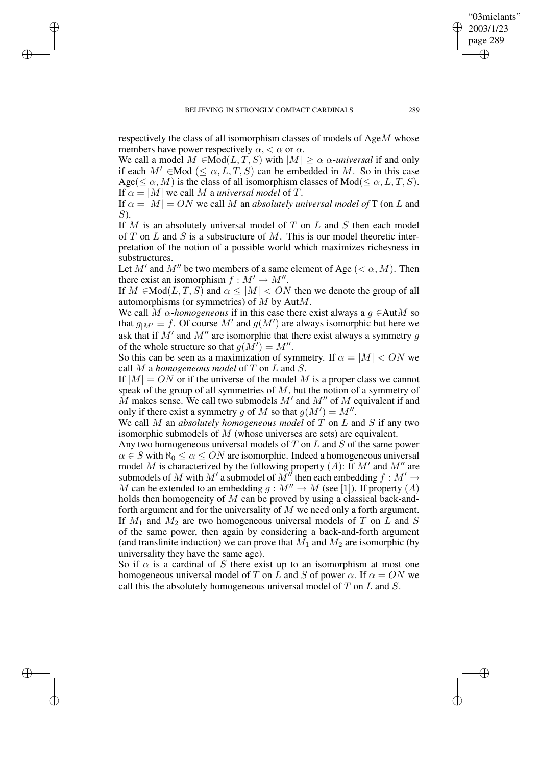respectively the class of all isomorphism classes of models of Age$M$ whose members have power respectively $\alpha, < \alpha$ or $\alpha$.

We call a model $M \in \text{Mod}(L, T, S)$ with $|M| \geq \alpha$ $\alpha$-*universal* if and only if each $M' \in \text{Mod}(\leq \alpha, L, T, S)$ can be embedded in $M$. So in this case $\text{Age}(\leq \alpha, M)$ is the class of all isomorphism classes of $\text{Mod}(\leq \alpha, L, T, S)$. If $\alpha = |M|$ we call $M$ a *universal model* of $T$.

If $\alpha = |M| = ON$ we call $M$ an *absolutely universal model of* T (on $L$ and $S$).

If $M$ is an absolutely universal model of $T$ on $L$ and $S$ then each model of $T$ on $L$ and $S$ is a substructure of $M$. This is our model theoretic interpretation of the notion of a possible world which maximizes richesness in substructures.

Let $M'$ and $M''$ be two members of a same element of Age $(< \alpha, M)$. Then there exist an isomorphism $f : M' \rightarrow M''$.

If $M \in \text{Mod}(L, T, S)$ and $\alpha \leq |M| < ON$ then we denote the group of all automorphisms (or symmetries) of $M$ by Aut$M$.

We call $M$ $\alpha$-*homogeneous* if in this case there exist always a $g \in \text{Aut}M$ so that $g_{|M'} \equiv f$. Of course $M'$ and $g(M')$ are always isomorphic but here we ask that if $M'$ and $M''$ are isomorphic that there exist always a symmetry $g$ of the whole structure so that $g(M') = M''$.

So this can be seen as a maximization of symmetry. If $\alpha = |M| < ON$ we call $M$ a *homogeneous model* of $T$ on $L$ and $S$.

If $|M| = ON$ or if the universe of the model $M$ is a proper class we cannot speak of the group of all symmetries of $M$, but the notion of a symmetry of $M$ makes sense. We call two submodels $M'$ and $M''$ of $M$ equivalent if and only if there exist a symmetry $g$ of $M$ so that $g(M') = M''$.

We call $M$ an *absolutely homogeneous model* of $T$ on $L$ and $S$ if any two isomorphic submodels of $M$ (whose universes are sets) are equivalent.

Any two homogeneous universal models of $T$ on $L$ and $S$ of the same power $\alpha \in S$ with $\aleph_0 \leq \alpha \leq ON$ are isomorphic. Indeed a homogeneous universal model $M$ is characterized by the following property $(A)$: If $M'$ and $M''$ are submodels of $M$ with $M'$ a submodel of $M''$ then each embedding $f : M' \rightarrow M$ can be extended to an embedding $g : M'' \rightarrow M$ (see [1]). If property $(A)$ holds then homogeneity of $M$ can be proved by using a classical back-and-forth argument and for the universality of $M$ we need only a forth argument. If $M_1$ and $M_2$ are two homogeneous universal models of $T$ on $L$ and $S$ of the same power, then again by considering a back-and-forth argument (and transfinite induction) we can prove that $M_1$ and $M_2$ are isomorphic (by universality they have the same age).

So if $\alpha$ is a cardinal of $S$ there exist up to an isomorphism at most one homogeneous universal model of $T$ on $L$ and $S$ of power $\alpha$. If $\alpha = ON$ we call this the absolutely homogeneous universal model of $T$ on $L$ and $S$.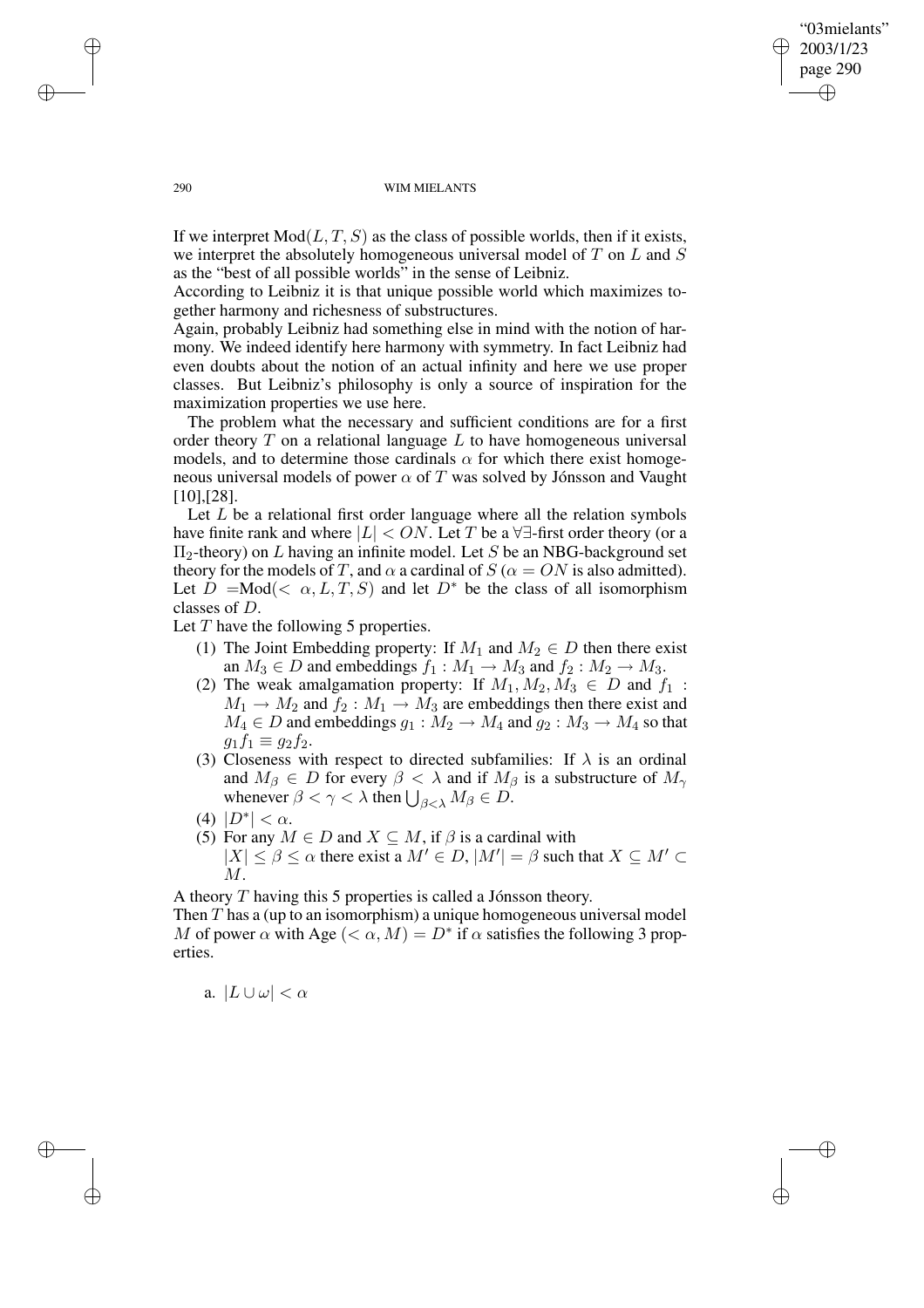If we interpret $\mathrm{Mod}(L, T, S)$ as the class of possible worlds, then if it exists, we interpret the absolutely homogeneous universal model of $T$ on $L$ and $S$ as the "best of all possible worlds" in the sense of Leibniz.
According to Leibniz it is that unique possible world which maximizes together harmony and richesness of substructures.
Again, probably Leibniz had something else in mind with the notion of harmony. We indeed identify here harmony with symmetry. In fact Leibniz had even doubts about the notion of an actual infinity and here we use proper classes. But Leibniz's philosophy is only a source of inspiration for the maximization properties we use here.

The problem what the necessary and sufficient conditions are for a first order theory $T$ on a relational language $L$ to have homogeneous universal models, and to determine those cardinals $\alpha$ for which there exist homogeneous universal models of power $\alpha$ of $T$ was solved by Jónsson and Vaught [10],[28].

Let $L$ be a relational first order language where all the relation symbols have finite rank and where $|L| < ON$. Let $T$ be a $\forall\exists$-first order theory (or a $\Pi_2$-theory) on $L$ having an infinite model. Let $S$ be an NBG-background set theory for the models of $T$, and $\alpha$ a cardinal of $S$ ($\alpha = ON$ is also admitted). Let $D = \mathrm{Mod}(< \alpha, L, T, S)$ and let $D^*$ be the class of all isomorphism classes of $D$.
Let $T$ have the following 5 properties.

(1) The Joint Embedding property: If $M_1$ and $M_2 \in D$ then there exist an $M_3 \in D$ and embeddings $f_1 : M_1 \to M_3$ and $f_2 : M_2 \to M_3$.
(2) The weak amalgamation property: If $M_1, M_2, M_3 \in D$ and $f_1 : M_1 \to M_2$ and $f_2 : M_1 \to M_3$ are embeddings then there exist and $M_4 \in D$ and embeddings $g_1 : M_2 \to M_4$ and $g_2 : M_3 \to M_4$ so that $g_1 f_1 \equiv g_2 f_2$.
(3) Closeness with respect to directed subfamilies: If $\lambda$ is an ordinal and $M_\beta \in D$ for every $\beta < \lambda$ and if $M_\beta$ is a substructure of $M_\gamma$ whenever $\beta < \gamma < \lambda$ then $\bigcup_{\beta<\lambda} M_\beta \in D$.
(4) $|D^*| < \alpha$.
(5) For any $M \in D$ and $X \subseteq M$, if $\beta$ is a cardinal with $|X| \leq \beta \leq \alpha$ there exist a $M' \in D$, $|M'| = \beta$ such that $X \subseteq M' \subset M$.

A theory $T$ having this 5 properties is called a Jónsson theory.
Then $T$ has a (up to an isomorphism) a unique homogeneous universal model $M$ of power $\alpha$ with $\mathrm{Age}\,(< \alpha, M) = D^*$ if $\alpha$ satisfies the following 3 properties.

a. $|L \cup \omega| < \alpha$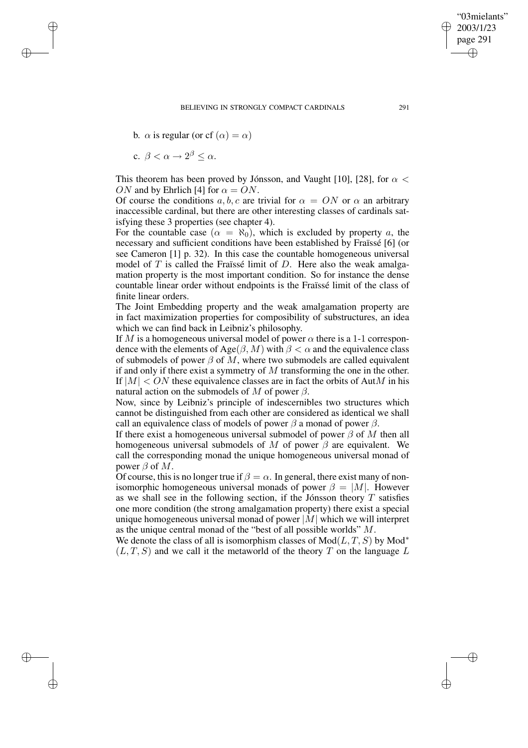b. $\alpha$ is regular (or cf $(\alpha) = \alpha$)

c. $\beta < \alpha \rightarrow 2^{\beta} \leq \alpha$.

This theorem has been proved by Jónsson, and Vaught [10], [28], for $\alpha < ON$ and by Ehrlich [4] for $\alpha = ON$.

Of course the conditions $a, b, c$ are trivial for $\alpha = ON$ or $\alpha$ an arbitrary inaccessible cardinal, but there are other interesting classes of cardinals satisfying these 3 properties (see chapter 4).

For the countable case ($\alpha = \aleph_0$), which is excluded by property $a$, the necessary and sufficient conditions have been established by Fraïssé [6] (or see Cameron [1] p. 32). In this case the countable homogeneous universal model of $T$ is called the Fraïssé limit of $D$. Here also the weak amalgamation property is the most important condition. So for instance the dense countable linear order without endpoints is the Fraïssé limit of the class of finite linear orders.

The Joint Embedding property and the weak amalgamation property are in fact maximization properties for composibility of substructures, an idea which we can find back in Leibniz's philosophy.

If $M$ is a homogeneous universal model of power $\alpha$ there is a 1-1 correspondence with the elements of Age$(\beta, M)$ with $\beta < \alpha$ and the equivalence class of submodels of power $\beta$ of $M$, where two submodels are called equivalent if and only if there exist a symmetry of $M$ transforming the one in the other. If $|M| < ON$ these equivalence classes are in fact the orbits of Aut$M$ in his natural action on the submodels of $M$ of power $\beta$.

Now, since by Leibniz's principle of indescernibles two structures which cannot be distinguished from each other are considered as identical we shall call an equivalence class of models of power $\beta$ a monad of power $\beta$.

If there exist a homogeneous universal submodel of power $\beta$ of $M$ then all homogeneous universal submodels of $M$ of power $\beta$ are equivalent. We call the corresponding monad the unique homogeneous universal monad of power $\beta$ of $M$.

Of course, this is no longer true if $\beta = \alpha$. In general, there exist many of non-isomorphic homogeneous universal monads of power $\beta = |M|$. However as we shall see in the following section, if the Jónsson theory $T$ satisfies one more condition (the strong amalgamation property) there exist a special unique homogeneous universal monad of power $|M|$ which we will interpret as the unique central monad of the "best of all possible worlds" $M$.

We denote the class of all is isomorphism classes of Mod$(L, T, S)$ by Mod$^*$ $(L, T, S)$ and we call it the metaworld of the theory $T$ on the language $L$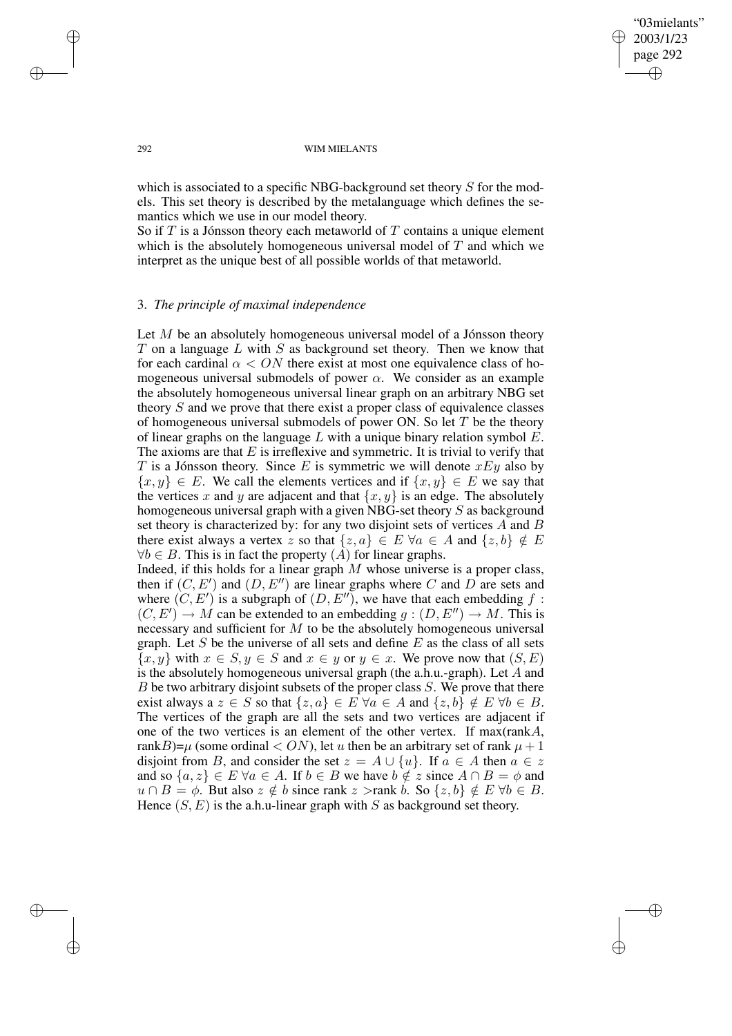which is associated to a specific NBG-background set theory $S$ for the models. This set theory is described by the metalanguage which defines the semantics which we use in our model theory.

So if $T$ is a Jónsson theory each metaworld of $T$ contains a unique element which is the absolutely homogeneous universal model of $T$ and which we interpret as the unique best of all possible worlds of that metaworld.

## 3. *The principle of maximal independence*

Let $M$ be an absolutely homogeneous universal model of a Jónsson theory $T$ on a language $L$ with $S$ as background set theory. Then we know that for each cardinal $\alpha < ON$ there exist at most one equivalence class of homogeneous universal submodels of power $\alpha$. We consider as an example the absolutely homogeneous universal linear graph on an arbitrary NBG set theory $S$ and we prove that there exist a proper class of equivalence classes of homogeneous universal submodels of power ON. So let $T$ be the theory of linear graphs on the language $L$ with a unique binary relation symbol $E$. The axioms are that $E$ is irreflexive and symmetric. It is trivial to verify that $T$ is a Jónsson theory. Since $E$ is symmetric we will denote $xEy$ also by $\{x, y\} \in E$. We call the elements vertices and if $\{x, y\} \in E$ we say that the vertices $x$ and $y$ are adjacent and that $\{x, y\}$ is an edge. The absolutely homogeneous universal graph with a given NBG-set theory $S$ as background set theory is characterized by: for any two disjoint sets of vertices $A$ and $B$ there exist always a vertex $z$ so that $\{z, a\} \in E \; \forall a \in A$ and $\{z, b\} \notin E$ $\forall b \in B$. This is in fact the property $(A)$ for linear graphs.

Indeed, if this holds for a linear graph $M$ whose universe is a proper class, then if $(C, E')$ and $(D, E'')$ are linear graphs where $C$ and $D$ are sets and where $(C, E')$ is a subgraph of $(D, E'')$, we have that each embedding $f : (C, E') \to M$ can be extended to an embedding $g : (D, E'') \to M$. This is necessary and sufficient for $M$ to be the absolutely homogeneous universal graph. Let $S$ be the universe of all sets and define $E$ as the class of all sets $\{x, y\}$ with $x \in S, y \in S$ and $x \in y$ or $y \in x$. We prove now that $(S, E)$ is the absolutely homogeneous universal graph (the a.h.u.-graph). Let $A$ and $B$ be two arbitrary disjoint subsets of the proper class $S$. We prove that there exist always a $z \in S$ so that $\{z, a\} \in E \; \forall a \in A$ and $\{z, b\} \notin E \; \forall b \in B$. The vertices of the graph are all the sets and two vertices are adjacent if one of the two vertices is an element of the other vertex. If max(rank$A$, rank$B$)=$\mu$ (some ordinal $< ON$), let $u$ then be an arbitrary set of rank $\mu + 1$ disjoint from $B$, and consider the set $z = A \cup \{u\}$. If $a \in A$ then $a \in z$ and so $\{a, z\} \in E \; \forall a \in A$. If $b \in B$ we have $b \notin z$ since $A \cap B = \phi$ and $u \cap B = \phi$. But also $z \notin b$ since rank $z >$rank $b$. So $\{z, b\} \notin E \; \forall b \in B$. Hence $(S, E)$ is the a.h.u-linear graph with $S$ as background set theory.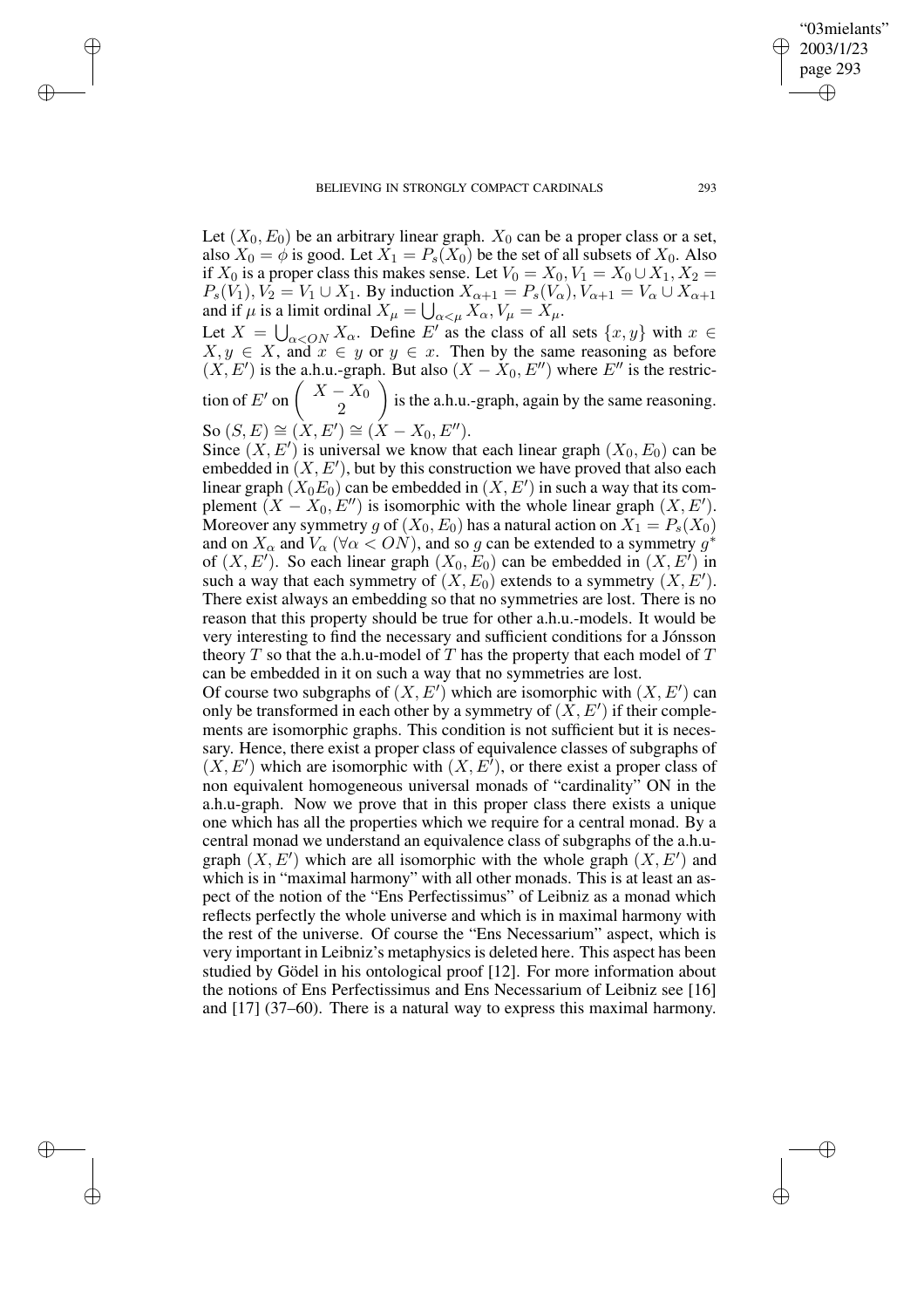Let $(X_0, E_0)$ be an arbitrary linear graph. $X_0$ can be a proper class or a set, also $X_0 = \phi$ is good. Let $X_1 = P_s(X_0)$ be the set of all subsets of $X_0$. Also if $X_0$ is a proper class this makes sense. Let $V_0 = X_0, V_1 = X_0 \cup X_1, X_2 = P_s(V_1), V_2 = V_1 \cup X_1$. By induction $X_{\alpha+1} = P_s(V_\alpha), V_{\alpha+1} = V_\alpha \cup X_{\alpha+1}$ and if $\mu$ is a limit ordinal $X_\mu = \bigcup_{\alpha<\mu} X_\alpha, V_\mu = X_\mu$.

Let $X = \bigcup_{\alpha<ON} X_\alpha$. Define $E'$ as the class of all sets $\{x, y\}$ with $x \in X, y \in X$, and $x \in y$ or $y \in x$. Then by the same reasoning as before $(X, E')$ is the a.h.u.-graph. But also $(X - X_0, E'')$ where $E''$ is the restriction of $E'$ on $\begin{pmatrix} X - X_0 \\ 2 \end{pmatrix}$ is the a.h.u.-graph, again by the same reasoning. So $(S, E) \cong (X, E') \cong (X - X_0, E'')$.

Since $(X, E')$ is universal we know that each linear graph $(X_0, E_0)$ can be embedded in $(X, E')$, but by this construction we have proved that also each linear graph $(X_0 E_0)$ can be embedded in $(X, E')$ in such a way that its complement $(X - X_0, E'')$ is isomorphic with the whole linear graph $(X, E')$. Moreover any symmetry $g$ of $(X_0, E_0)$ has a natural action on $X_1 = P_s(X_0)$ and on $X_\alpha$ and $V_\alpha$ ($\forall \alpha < ON$), and so $g$ can be extended to a symmetry $g^*$ of $(X, E')$. So each linear graph $(X_0, E_0)$ can be embedded in $(X, E')$ in such a way that each symmetry of $(X, E_0)$ extends to a symmetry $(X, E')$. There exist always an embedding so that no symmetries are lost. There is no reason that this property should be true for other a.h.u.-models. It would be very interesting to find the necessary and sufficient conditions for a Jónsson theory $T$ so that the a.h.u-model of $T$ has the property that each model of $T$ can be embedded in it on such a way that no symmetries are lost.

Of course two subgraphs of $(X, E')$ which are isomorphic with $(X, E')$ can only be transformed in each other by a symmetry of $(X, E')$ if their complements are isomorphic graphs. This condition is not sufficient but it is necessary. Hence, there exist a proper class of equivalence classes of subgraphs of $(X, E')$ which are isomorphic with $(X, E')$, or there exist a proper class of non equivalent homogeneous universal monads of "cardinality" ON in the a.h.u-graph. Now we prove that in this proper class there exists a unique one which has all the properties which we require for a central monad. By a central monad we understand an equivalence class of subgraphs of the a.h.u-graph $(X, E')$ which are all isomorphic with the whole graph $(X, E')$ and which is in "maximal harmony" with all other monads. This is at least an aspect of the notion of the "Ens Perfectissimus" of Leibniz as a monad which reflects perfectly the whole universe and which is in maximal harmony with the rest of the universe. Of course the "Ens Necessarium" aspect, which is very important in Leibniz's metaphysics is deleted here. This aspect has been studied by Gödel in his ontological proof [12]. For more information about the notions of Ens Perfectissimus and Ens Necessarium of Leibniz see [16] and [17] (37–60). There is a natural way to express this maximal harmony.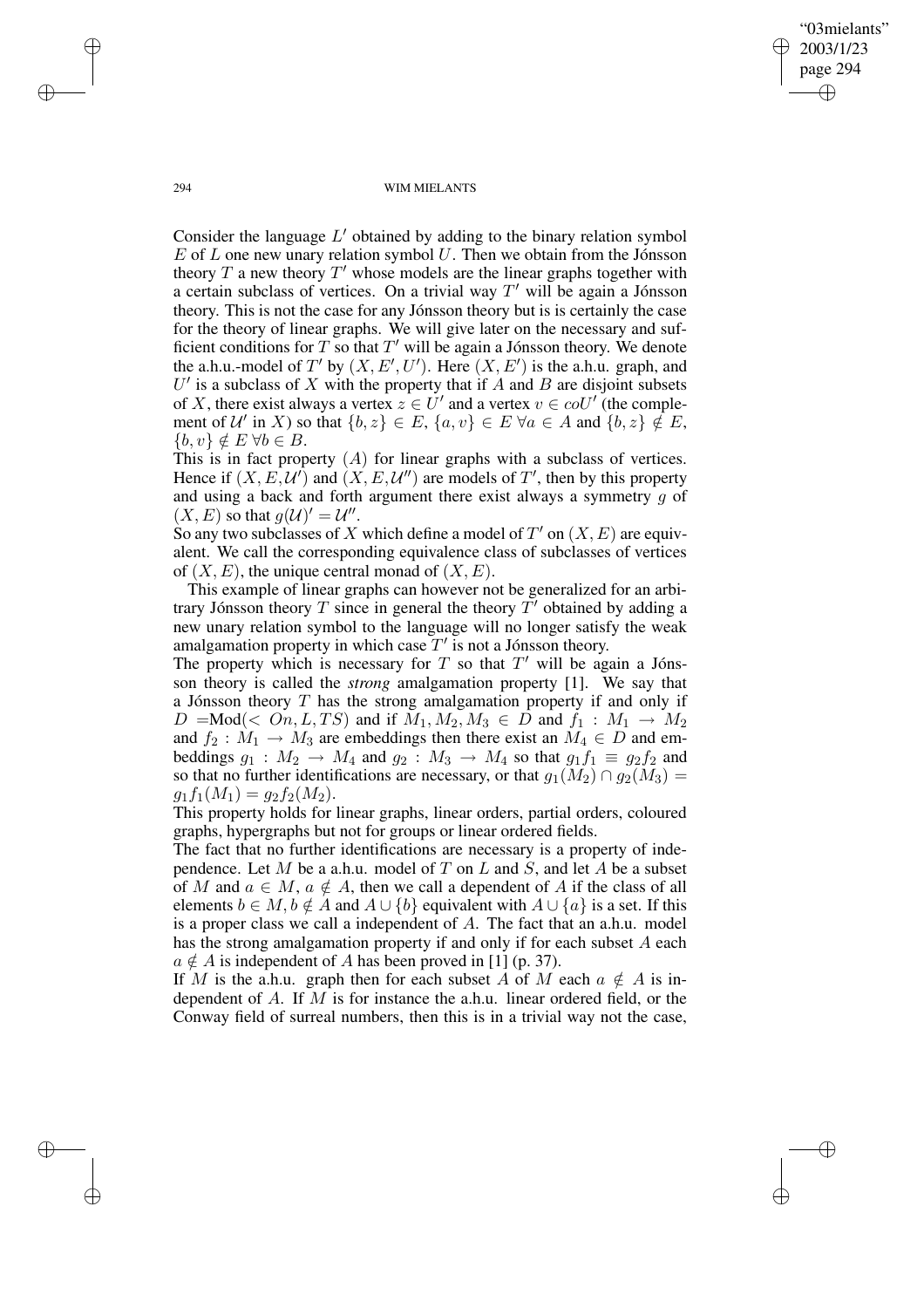Consider the language $L'$ obtained by adding to the binary relation symbol $E$ of $L$ one new unary relation symbol $U$. Then we obtain from the Jónsson theory $T$ a new theory $T'$ whose models are the linear graphs together with a certain subclass of vertices. On a trivial way $T'$ will be again a Jónsson theory. This is not the case for any Jónsson theory but is is certainly the case for the theory of linear graphs. We will give later on the necessary and sufficient conditions for $T$ so that $T'$ will be again a Jónsson theory. We denote the a.h.u.-model of $T'$ by $(X, E', U')$. Here $(X, E')$ is the a.h.u. graph, and $U'$ is a subclass of $X$ with the property that if $A$ and $B$ are disjoint subsets of $X$, there exist always a vertex $z \in U'$ and a vertex $v \in coU'$ (the complement of $\mathcal{U}'$ in $X$) so that $\{b, z\} \in E$, $\{a, v\} \in E \; \forall a \in A$ and $\{b, z\} \notin E$, $\{b, v\} \notin E \; \forall b \in B$.

This is in fact property $(A)$ for linear graphs with a subclass of vertices. Hence if $(X, E, \mathcal{U}')$ and $(X, E, \mathcal{U}'')$ are models of $T'$, then by this property and using a back and forth argument there exist always a symmetry $g$ of $(X, E)$ so that $g(\mathcal{U})' = \mathcal{U}''$.

So any two subclasses of $X$ which define a model of $T'$ on $(X, E)$ are equivalent. We call the corresponding equivalence class of subclasses of vertices of $(X, E)$, the unique central monad of $(X, E)$.

This example of linear graphs can however not be generalized for an arbitrary Jónsson theory $T$ since in general the theory $T'$ obtained by adding a new unary relation symbol to the language will no longer satisfy the weak amalgamation property in which case $T'$ is not a Jónsson theory.

The property which is necessary for $T$ so that $T'$ will be again a Jónsson theory is called the *strong* amalgamation property [1]. We say that a Jónsson theory $T$ has the strong amalgamation property if and only if $D = \text{Mod}(< On, L, TS)$ and if $M_1, M_2, M_3 \in D$ and $f_1 : M_1 \to M_2$ and $f_2 : M_1 \to M_3$ are embeddings then there exist an $M_4 \in D$ and embeddings $g_1 : M_2 \to M_4$ and $g_2 : M_3 \to M_4$ so that $g_1 f_1 \equiv g_2 f_2$ and so that no further identifications are necessary, or that $g_1(M_2) \cap g_2(M_3) = g_1 f_1(M_1) = g_2 f_2(M_2)$.

This property holds for linear graphs, linear orders, partial orders, coloured graphs, hypergraphs but not for groups or linear ordered fields.

The fact that no further identifications are necessary is a property of independence. Let $M$ be a a.h.u. model of $T$ on $L$ and $S$, and let $A$ be a subset of $M$ and $a \in M$, $a \notin A$, then we call a dependent of $A$ if the class of all elements $b \in M, b \notin A$ and $A \cup \{b\}$ equivalent with $A \cup \{a\}$ is a set. If this is a proper class we call a independent of $A$. The fact that an a.h.u. model has the strong amalgamation property if and only if for each subset $A$ each $a \notin A$ is independent of $A$ has been proved in [1] (p. 37).

If $M$ is the a.h.u. graph then for each subset $A$ of $M$ each $a \notin A$ is independent of $A$. If $M$ is for instance the a.h.u. linear ordered field, or the Conway field of surreal numbers, then this is in a trivial way not the case,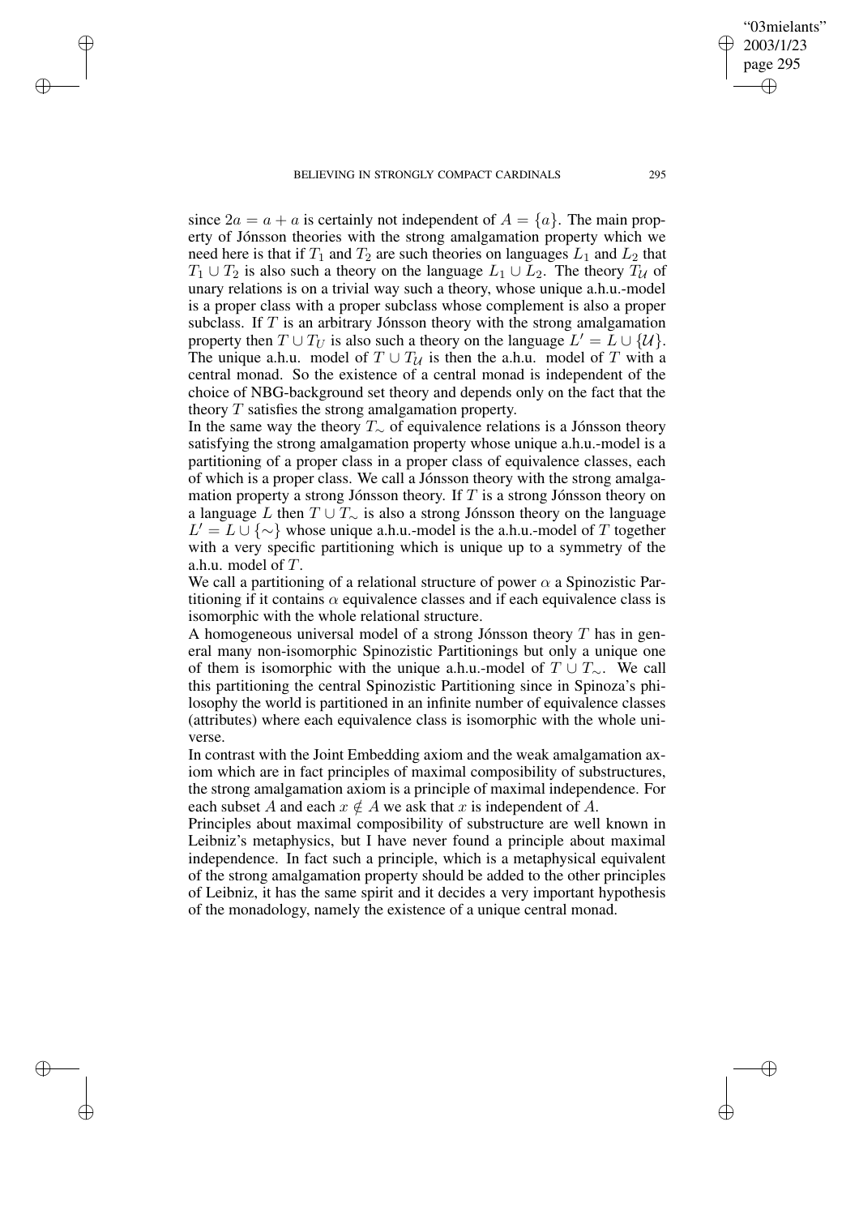since $2a = a + a$ is certainly not independent of $A = \{a\}$. The main property of Jónsson theories with the strong amalgamation property which we need here is that if $T_1$ and $T_2$ are such theories on languages $L_1$ and $L_2$ that $T_1 \cup T_2$ is also such a theory on the language $L_1 \cup L_2$. The theory $T_{\mathcal{U}}$ of unary relations is on a trivial way such a theory, whose unique a.h.u.-model is a proper class with a proper subclass whose complement is also a proper subclass. If $T$ is an arbitrary Jónsson theory with the strong amalgamation property then $T \cup T_U$ is also such a theory on the language $L' = L \cup \{\mathcal{U}\}$. The unique a.h.u. model of $T \cup T_{\mathcal{U}}$ is then the a.h.u. model of $T$ with a central monad. So the existence of a central monad is independent of the choice of NBG-background set theory and depends only on the fact that the theory $T$ satisfies the strong amalgamation property.

In the same way the theory $T_{\sim}$ of equivalence relations is a Jónsson theory satisfying the strong amalgamation property whose unique a.h.u.-model is a partitioning of a proper class in a proper class of equivalence classes, each of which is a proper class. We call a Jónsson theory with the strong amalgamation property a strong Jónsson theory. If $T$ is a strong Jónsson theory on a language $L$ then $T \cup T_{\sim}$ is also a strong Jónsson theory on the language $L' = L \cup \{\sim\}$ whose unique a.h.u.-model is the a.h.u.-model of $T$ together with a very specific partitioning which is unique up to a symmetry of the a.h.u. model of $T$.

We call a partitioning of a relational structure of power $\alpha$ a Spinozistic Partitioning if it contains $\alpha$ equivalence classes and if each equivalence class is isomorphic with the whole relational structure.

A homogeneous universal model of a strong Jónsson theory $T$ has in general many non-isomorphic Spinozistic Partitionings but only a unique one of them is isomorphic with the unique a.h.u.-model of $T \cup T_{\sim}$. We call this partitioning the central Spinozistic Partitioning since in Spinoza's philosophy the world is partitioned in an infinite number of equivalence classes (attributes) where each equivalence class is isomorphic with the whole universe.

In contrast with the Joint Embedding axiom and the weak amalgamation axiom which are in fact principles of maximal composibility of substructures, the strong amalgamation axiom is a principle of maximal independence. For each subset $A$ and each $x \notin A$ we ask that $x$ is independent of $A$.

Principles about maximal composibility of substructure are well known in Leibniz's metaphysics, but I have never found a principle about maximal independence. In fact such a principle, which is a metaphysical equivalent of the strong amalgamation property should be added to the other principles of Leibniz, it has the same spirit and it decides a very important hypothesis of the monadology, namely the existence of a unique central monad.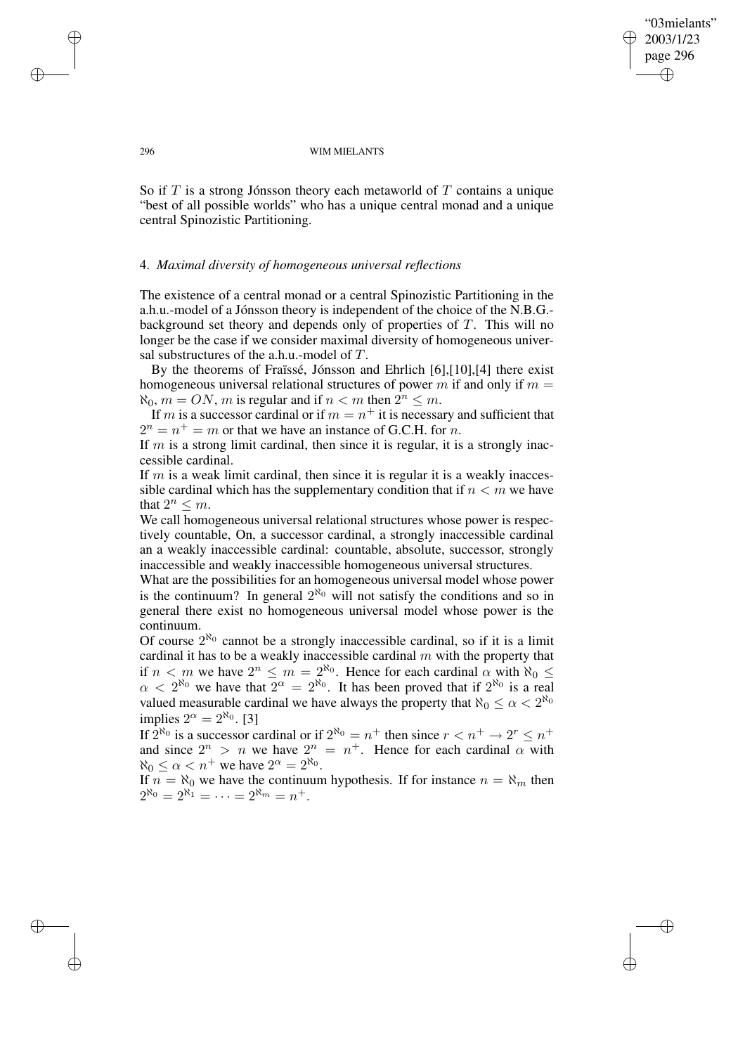So if $T$ is a strong Jónsson theory each metaworld of $T$ contains a unique "best of all possible worlds" who has a unique central monad and a unique central Spinozistic Partitioning.

## 4. *Maximal diversity of homogeneous universal reflections*

The existence of a central monad or a central Spinozistic Partitioning in the a.h.u.-model of a Jónsson theory is independent of the choice of the N.B.G.-background set theory and depends only of properties of $T$. This will no longer be the case if we consider maximal diversity of homogeneous universal substructures of the a.h.u.-model of $T$.

By the theorems of Fraïssé, Jónsson and Ehrlich [6],[10],[4] there exist homogeneous universal relational structures of power $m$ if and only if $m = \aleph_0$, $m = ON$, $m$ is regular and if $n < m$ then $2^n \leq m$.

If $m$ is a successor cardinal or if $m = n^+$ it is necessary and sufficient that $2^n = n^+ = m$ or that we have an instance of G.C.H. for $n$.

If $m$ is a strong limit cardinal, then since it is regular, it is a strongly inaccessible cardinal.

If $m$ is a weak limit cardinal, then since it is regular it is a weakly inaccessible cardinal which has the supplementary condition that if $n < m$ we have that $2^n \leq m$.

We call homogeneous universal relational structures whose power is respectively countable, On, a successor cardinal, a strongly inaccessible cardinal an a weakly inaccessible cardinal: countable, absolute, successor, strongly inaccessible and weakly inaccessible homogeneous universal structures.

What are the possibilities for an homogeneous universal model whose power is the continuum? In general $2^{\aleph_0}$ will not satisfy the conditions and so in general there exist no homogeneous universal model whose power is the continuum.

Of course $2^{\aleph_0}$ cannot be a strongly inaccessible cardinal, so if it is a limit cardinal it has to be a weakly inaccessible cardinal $m$ with the property that if $n < m$ we have $2^n \leq m = 2^{\aleph_0}$. Hence for each cardinal $\alpha$ with $\aleph_0 \leq \alpha < 2^{\aleph_0}$ we have that $2^\alpha = 2^{\aleph_0}$. It has been proved that if $2^{\aleph_0}$ is a real valued measurable cardinal we have always the property that $\aleph_0 \leq \alpha < 2^{\aleph_0}$ implies $2^\alpha = 2^{\aleph_0}$. [3]

If $2^{\aleph_0}$ is a successor cardinal or if $2^{\aleph_0} = n^+$ then since $r < n^+ \rightarrow 2^r \leq n^+$ and since $2^n > n$ we have $2^n = n^+$. Hence for each cardinal $\alpha$ with $\aleph_0 \leq \alpha < n^+$ we have $2^\alpha = 2^{\aleph_0}$.

If $n = \aleph_0$ we have the continuum hypothesis. If for instance $n = \aleph_m$ then $2^{\aleph_0} = 2^{\aleph_1} = \cdots = 2^{\aleph_m} = n^+$.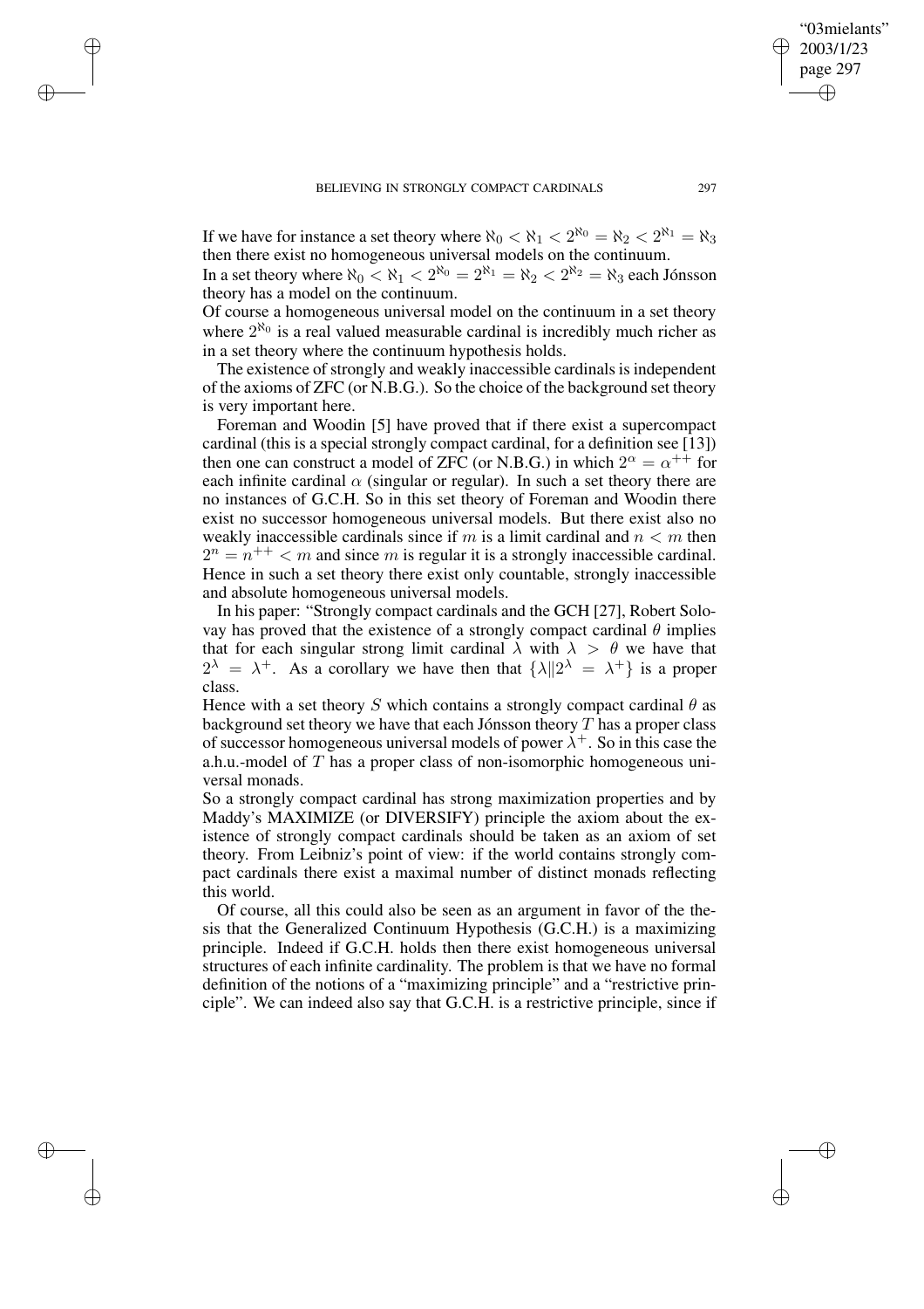If we have for instance a set theory where $\aleph_0 < \aleph_1 < 2^{\aleph_0} = \aleph_2 < 2^{\aleph_1} = \aleph_3$ then there exist no homogeneous universal models on the continuum.
In a set theory where $\aleph_0 < \aleph_1 < 2^{\aleph_0} = 2^{\aleph_1} = \aleph_2 < 2^{\aleph_2} = \aleph_3$ each Jónsson theory has a model on the continuum.
Of course a homogeneous universal model on the continuum in a set theory where $2^{\aleph_0}$ is a real valued measurable cardinal is incredibly much richer as in a set theory where the continuum hypothesis holds.

The existence of strongly and weakly inaccessible cardinals is independent of the axioms of ZFC (or N.B.G.). So the choice of the background set theory is very important here.

Foreman and Woodin [5] have proved that if there exist a supercompact cardinal (this is a special strongly compact cardinal, for a definition see [13]) then one can construct a model of ZFC (or N.B.G.) in which $2^\alpha = \alpha^{++}$ for each infinite cardinal $\alpha$ (singular or regular). In such a set theory there are no instances of G.C.H. So in this set theory of Foreman and Woodin there exist no successor homogeneous universal models. But there exist also no weakly inaccessible cardinals since if $m$ is a limit cardinal and $n < m$ then $2^n = n^{++} < m$ and since $m$ is regular it is a strongly inaccessible cardinal. Hence in such a set theory there exist only countable, strongly inaccessible and absolute homogeneous universal models.

In his paper: "Strongly compact cardinals and the GCH [27], Robert Solovay has proved that the existence of a strongly compact cardinal $\theta$ implies that for each singular strong limit cardinal $\lambda$ with $\lambda > \theta$ we have that $2^\lambda = \lambda^+$. As a corollary we have then that $\{\lambda \| 2^\lambda = \lambda^+\}$ is a proper class.
Hence with a set theory $S$ which contains a strongly compact cardinal $\theta$ as background set theory we have that each Jónsson theory $T$ has a proper class of successor homogeneous universal models of power $\lambda^+$. So in this case the a.h.u.-model of $T$ has a proper class of non-isomorphic homogeneous universal monads.
So a strongly compact cardinal has strong maximization properties and by Maddy's MAXIMIZE (or DIVERSIFY) principle the axiom about the existence of strongly compact cardinals should be taken as an axiom of set theory. From Leibniz's point of view: if the world contains strongly compact cardinals there exist a maximal number of distinct monads reflecting this world.

Of course, all this could also be seen as an argument in favor of the thesis that the Generalized Continuum Hypothesis (G.C.H.) is a maximizing principle. Indeed if G.C.H. holds then there exist homogeneous universal structures of each infinite cardinality. The problem is that we have no formal definition of the notions of a "maximizing principle" and a "restrictive principle". We can indeed also say that G.C.H. is a restrictive principle, since if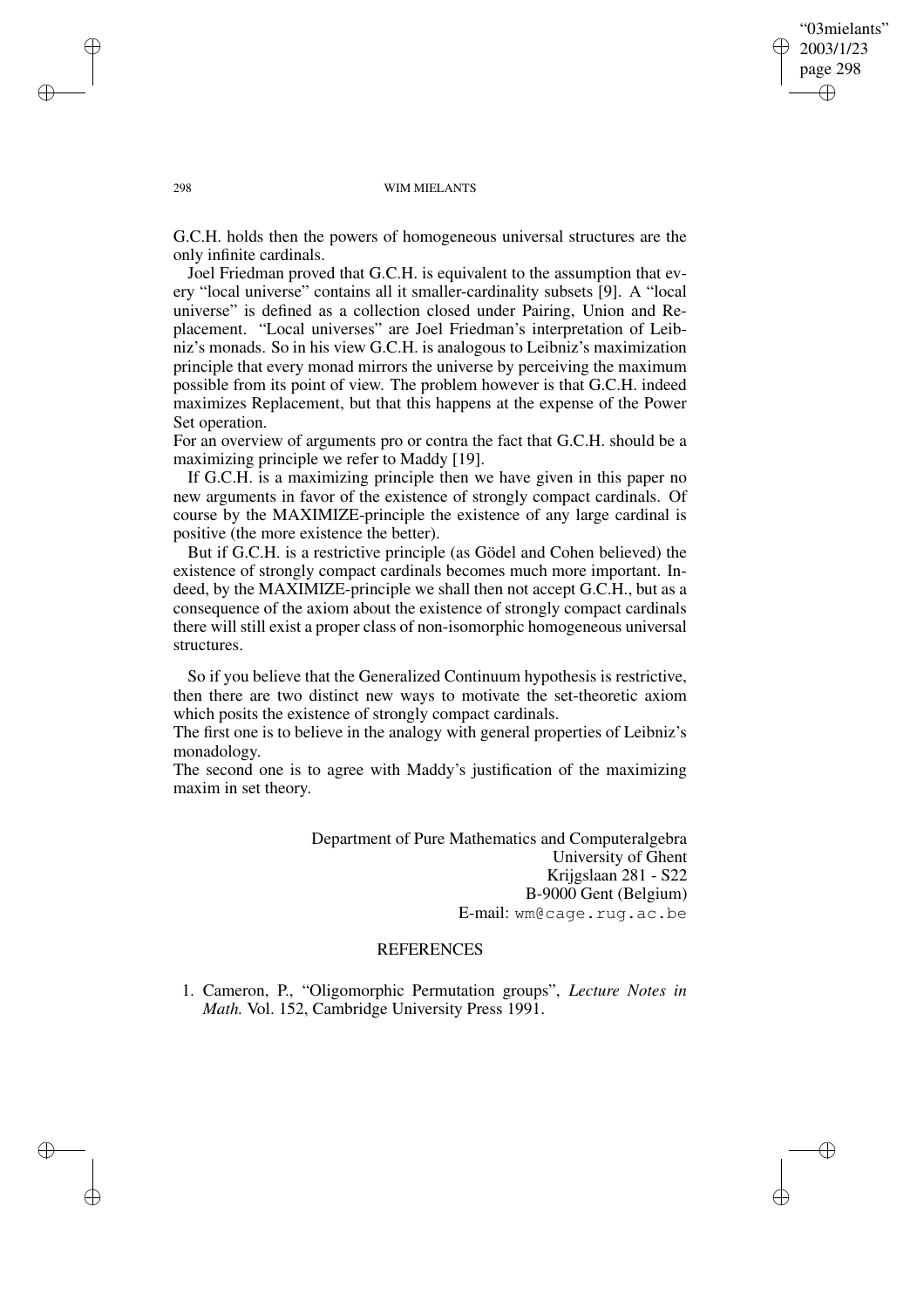G.C.H. holds then the powers of homogeneous universal structures are the only infinite cardinals.

Joel Friedman proved that G.C.H. is equivalent to the assumption that every "local universe" contains all it smaller-cardinality subsets [9]. A "local universe" is defined as a collection closed under Pairing, Union and Replacement. "Local universes" are Joel Friedman's interpretation of Leibniz's monads. So in his view G.C.H. is analogous to Leibniz's maximization principle that every monad mirrors the universe by perceiving the maximum possible from its point of view. The problem however is that G.C.H. indeed maximizes Replacement, but that this happens at the expense of the Power Set operation.

For an overview of arguments pro or contra the fact that G.C.H. should be a maximizing principle we refer to Maddy [19].

If G.C.H. is a maximizing principle then we have given in this paper no new arguments in favor of the existence of strongly compact cardinals. Of course by the MAXIMIZE-principle the existence of any large cardinal is positive (the more existence the better).

But if G.C.H. is a restrictive principle (as Gödel and Cohen believed) the existence of strongly compact cardinals becomes much more important. Indeed, by the MAXIMIZE-principle we shall then not accept G.C.H., but as a consequence of the axiom about the existence of strongly compact cardinals there will still exist a proper class of non-isomorphic homogeneous universal structures.

So if you believe that the Generalized Continuum hypothesis is restrictive, then there are two distinct new ways to motivate the set-theoretic axiom which posits the existence of strongly compact cardinals.

The first one is to believe in the analogy with general properties of Leibniz's monadology.

The second one is to agree with Maddy's justification of the maximizing maxim in set theory.

Department of Pure Mathematics and Computeralgebra
University of Ghent
Krijgslaan 281 - S22
B-9000 Gent (Belgium)
E-mail: wm@cage.rug.ac.be

## REFERENCES

1. Cameron, P., "Oligomorphic Permutation groups", *Lecture Notes in Math.* Vol. 152, Cambridge University Press 1991.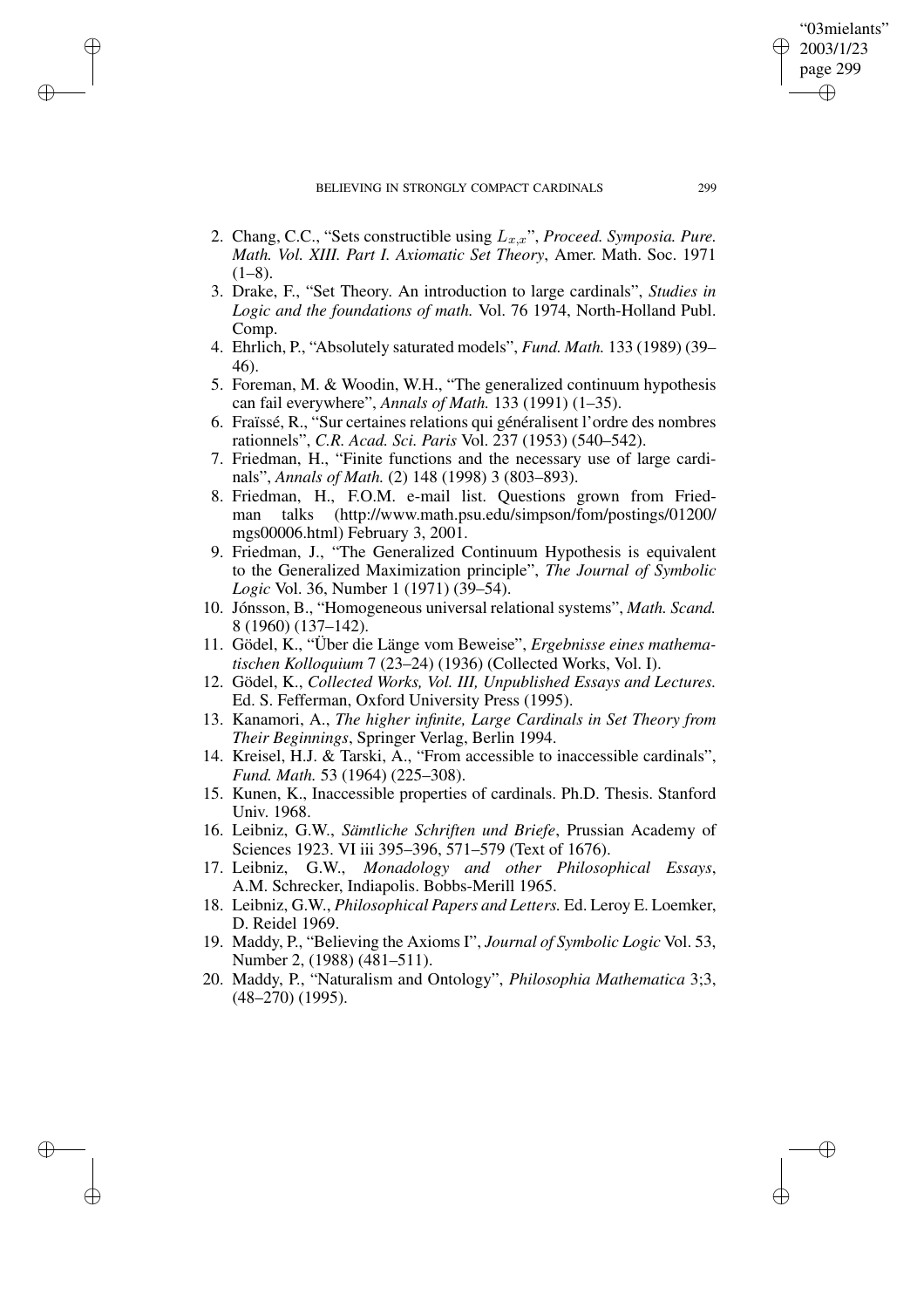2. Chang, C.C., "Sets constructible using $L_{x,x}$", *Proceed. Symposia. Pure. Math. Vol. XIII. Part I. Axiomatic Set Theory*, Amer. Math. Soc. 1971 (1–8).
3. Drake, F., "Set Theory. An introduction to large cardinals", *Studies in Logic and the foundations of math.* Vol. 76 1974, North-Holland Publ. Comp.
4. Ehrlich, P., "Absolutely saturated models", *Fund. Math.* 133 (1989) (39–46).
5. Foreman, M. & Woodin, W.H., "The generalized continuum hypothesis can fail everywhere", *Annals of Math.* 133 (1991) (1–35).
6. Fraïssé, R., "Sur certaines relations qui généralisent l'ordre des nombres rationnels", *C.R. Acad. Sci. Paris* Vol. 237 (1953) (540–542).
7. Friedman, H., "Finite functions and the necessary use of large cardinals", *Annals of Math.* (2) 148 (1998) 3 (803–893).
8. Friedman, H., F.O.M. e-mail list. Questions grown from Friedman talks (http://www.math.psu.edu/simpson/fom/postings/01200/mgs00006.html) February 3, 2001.
9. Friedman, J., "The Generalized Continuum Hypothesis is equivalent to the Generalized Maximization principle", *The Journal of Symbolic Logic* Vol. 36, Number 1 (1971) (39–54).
10. Jónsson, B., "Homogeneous universal relational systems", *Math. Scand.* 8 (1960) (137–142).
11. Gödel, K., "Über die Länge vom Beweise", *Ergebnisse eines mathematischen Kolloquium* 7 (23–24) (1936) (Collected Works, Vol. I).
12. Gödel, K., *Collected Works, Vol. III, Unpublished Essays and Lectures.* Ed. S. Fefferman, Oxford University Press (1995).
13. Kanamori, A., *The higher infinite, Large Cardinals in Set Theory from Their Beginnings*, Springer Verlag, Berlin 1994.
14. Kreisel, H.J. & Tarski, A., "From accessible to inaccessible cardinals", *Fund. Math.* 53 (1964) (225–308).
15. Kunen, K., Inaccessible properties of cardinals. Ph.D. Thesis. Stanford Univ. 1968.
16. Leibniz, G.W., *Sämtliche Schriften und Briefe*, Prussian Academy of Sciences 1923. VI iii 395–396, 571–579 (Text of 1676).
17. Leibniz, G.W., *Monadology and other Philosophical Essays*, A.M. Schrecker, Indiapolis. Bobbs-Merill 1965.
18. Leibniz, G.W., *Philosophical Papers and Letters.* Ed. Leroy E. Loemker, D. Reidel 1969.
19. Maddy, P., "Believing the Axioms I", *Journal of Symbolic Logic* Vol. 53, Number 2, (1988) (481–511).
20. Maddy, P., "Naturalism and Ontology", *Philosophia Mathematica* 3;3, (48–270) (1995).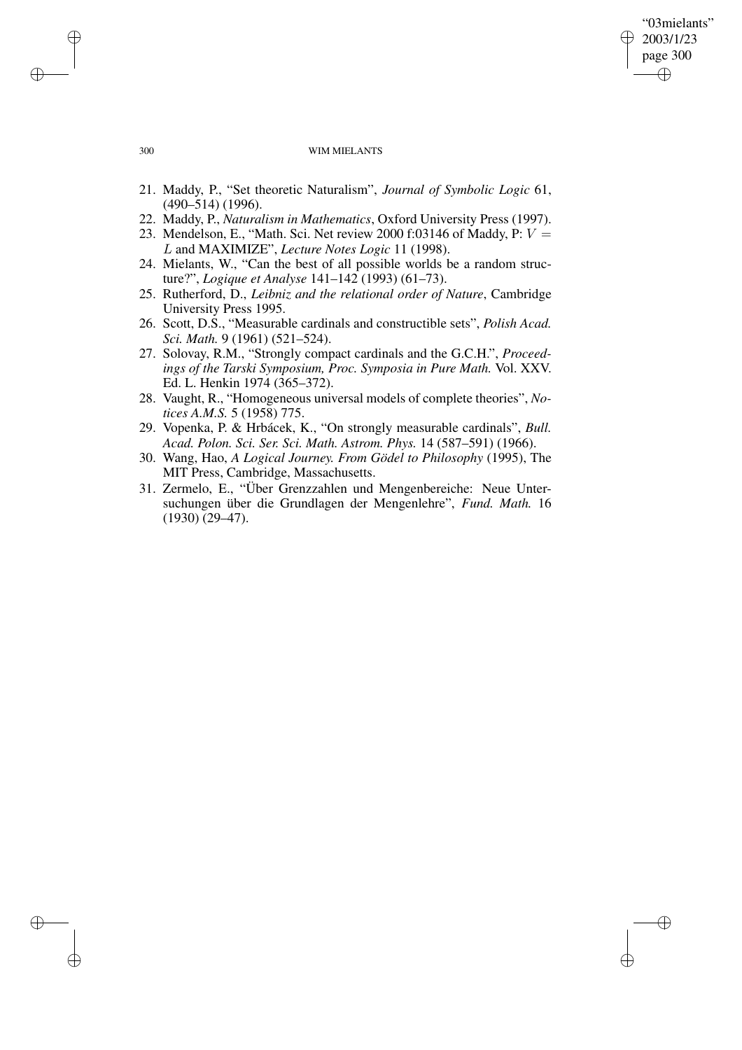21. Maddy, P., "Set theoretic Naturalism", *Journal of Symbolic Logic* 61, (490–514) (1996).
22. Maddy, P., *Naturalism in Mathematics*, Oxford University Press (1997).
23. Mendelson, E., "Math. Sci. Net review 2000 f:03146 of Maddy, P: $V = L$ and MAXIMIZE", *Lecture Notes Logic* 11 (1998).
24. Mielants, W., "Can the best of all possible worlds be a random structure?", *Logique et Analyse* 141–142 (1993) (61–73).
25. Rutherford, D., *Leibniz and the relational order of Nature*, Cambridge University Press 1995.
26. Scott, D.S., "Measurable cardinals and constructible sets", *Polish Acad. Sci. Math.* 9 (1961) (521–524).
27. Solovay, R.M., "Strongly compact cardinals and the G.C.H.", *Proceedings of the Tarski Symposium, Proc. Symposia in Pure Math.* Vol. XXV. Ed. L. Henkin 1974 (365–372).
28. Vaught, R., "Homogeneous universal models of complete theories", *Notices A.M.S.* 5 (1958) 775.
29. Vopenka, P. & Hrbácek, K., "On strongly measurable cardinals", *Bull. Acad. Polon. Sci. Ser. Sci. Math. Astrom. Phys.* 14 (587–591) (1966).
30. Wang, Hao, *A Logical Journey. From Gödel to Philosophy* (1995), The MIT Press, Cambridge, Massachusetts.
31. Zermelo, E., "Über Grenzzahlen und Mengenbereiche: Neue Untersuchungen über die Grundlagen der Mengenlehre", *Fund. Math.* 16 (1930) (29–47).